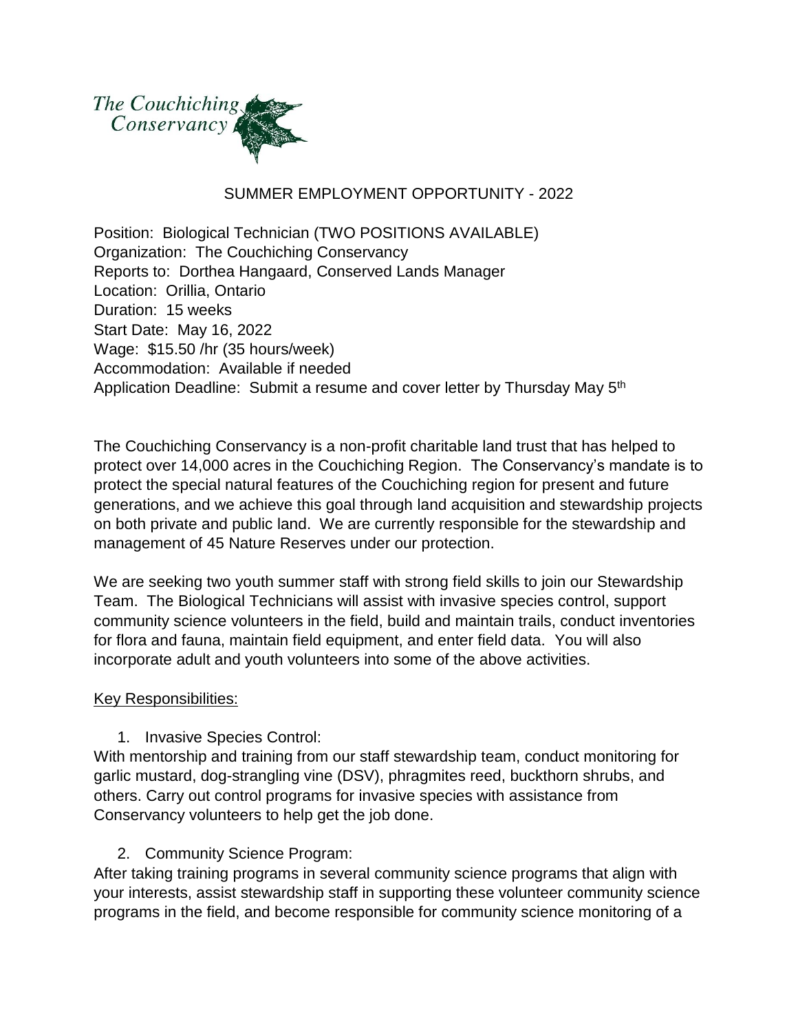The Couchiching Conservancy

## SUMMER EMPLOYMENT OPPORTUNITY - 2022

Position: Biological Technician (TWO POSITIONS AVAILABLE)
Organization: The Couchiching Conservancy
Reports to: Dorthea Hangaard, Conserved Lands Manager
Location: Orillia, Ontario
Duration: 15 weeks
Start Date: May 16, 2022
Wage: $15.50 /hr (35 hours/week)
Accommodation: Available if needed
Application Deadline: Submit a resume and cover letter by Thursday May 5th

The Couchiching Conservancy is a non-profit charitable land trust that has helped to protect over 14,000 acres in the Couchiching Region. The Conservancy's mandate is to protect the special natural features of the Couchiching region for present and future generations, and we achieve this goal through land acquisition and stewardship projects on both private and public land. We are currently responsible for the stewardship and management of 45 Nature Reserves under our protection.

We are seeking two youth summer staff with strong field skills to join our Stewardship Team. The Biological Technicians will assist with invasive species control, support community science volunteers in the field, build and maintain trails, conduct inventories for flora and fauna, maintain field equipment, and enter field data. You will also incorporate adult and youth volunteers into some of the above activities.

Key Responsibilities:

1. Invasive Species Control:

With mentorship and training from our staff stewardship team, conduct monitoring for garlic mustard, dog-strangling vine (DSV), phragmites reed, buckthorn shrubs, and others. Carry out control programs for invasive species with assistance from Conservancy volunteers to help get the job done.

2. Community Science Program:

After taking training programs in several community science programs that align with your interests, assist stewardship staff in supporting these volunteer community science programs in the field, and become responsible for community science monitoring of a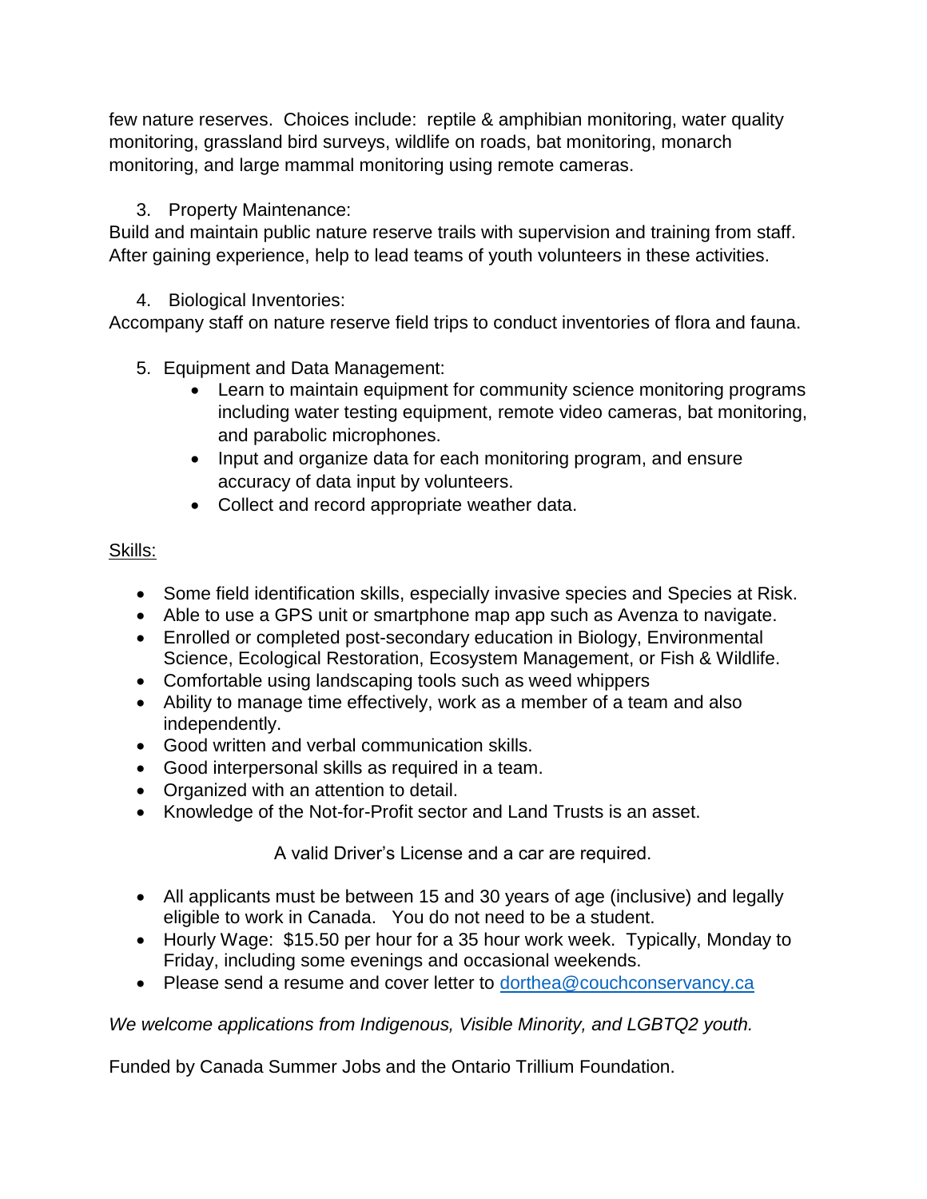few nature reserves. Choices include: reptile & amphibian monitoring, water quality monitoring, grassland bird surveys, wildlife on roads, bat monitoring, monarch monitoring, and large mammal monitoring using remote cameras.

3. Property Maintenance:

Build and maintain public nature reserve trails with supervision and training from staff. After gaining experience, help to lead teams of youth volunteers in these activities.

4. Biological Inventories:

Accompany staff on nature reserve field trips to conduct inventories of flora and fauna.

5. Equipment and Data Management:
   - Learn to maintain equipment for community science monitoring programs including water testing equipment, remote video cameras, bat monitoring, and parabolic microphones.
   - Input and organize data for each monitoring program, and ensure accuracy of data input by volunteers.
   - Collect and record appropriate weather data.

<u>Skills:</u>

- Some field identification skills, especially invasive species and Species at Risk.
- Able to use a GPS unit or smartphone map app such as Avenza to navigate.
- Enrolled or completed post-secondary education in Biology, Environmental Science, Ecological Restoration, Ecosystem Management, or Fish & Wildlife.
- Comfortable using landscaping tools such as weed whippers
- Ability to manage time effectively, work as a member of a team and also independently.
- Good written and verbal communication skills.
- Good interpersonal skills as required in a team.
- Organized with an attention to detail.
- Knowledge of the Not-for-Profit sector and Land Trusts is an asset.

A valid Driver's License and a car are required.

- All applicants must be between 15 and 30 years of age (inclusive) and legally eligible to work in Canada. You do not need to be a student.
- Hourly Wage: $15.50 per hour for a 35 hour work week. Typically, Monday to Friday, including some evenings and occasional weekends.
- Please send a resume and cover letter to dorthea@couchconservancy.ca

*We welcome applications from Indigenous, Visible Minority, and LGBTQ2 youth.*

Funded by Canada Summer Jobs and the Ontario Trillium Foundation.